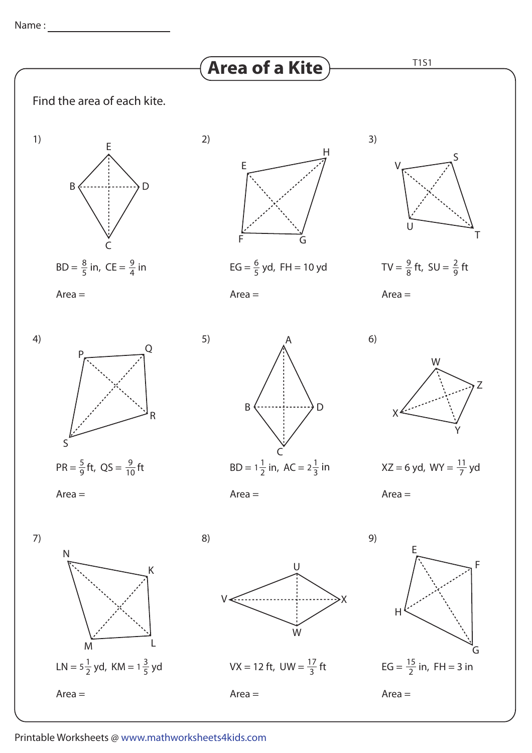Name : ____________________

# Area of a Kite

T1S1

Find the area of each kite.

1) $BD = \frac{8}{5}$ in, $CE = \frac{9}{4}$ in

Area =

2) $EG = \frac{6}{5}$ yd, $FH = 10$ yd

Area =

3) $TV = \frac{9}{8}$ ft, $SU = \frac{2}{9}$ ft

Area =

4) $PR = \frac{5}{9}$ ft, $QS = \frac{9}{10}$ ft

Area =

5) $BD = 1\frac{1}{2}$ in, $AC = 2\frac{1}{3}$ in

Area =

6) $XZ = 6$ yd, $WY = \frac{11}{7}$ yd

Area =

7) $LN = 5\frac{1}{2}$ yd, $KM = 1\frac{3}{5}$ yd

Area =

8) $VX = 12$ ft, $UW = \frac{17}{3}$ ft

Area =

9) $EG = \frac{15}{2}$ in, $FH = 3$ in

Area =

Printable Worksheets @ www.mathworksheets4kids.com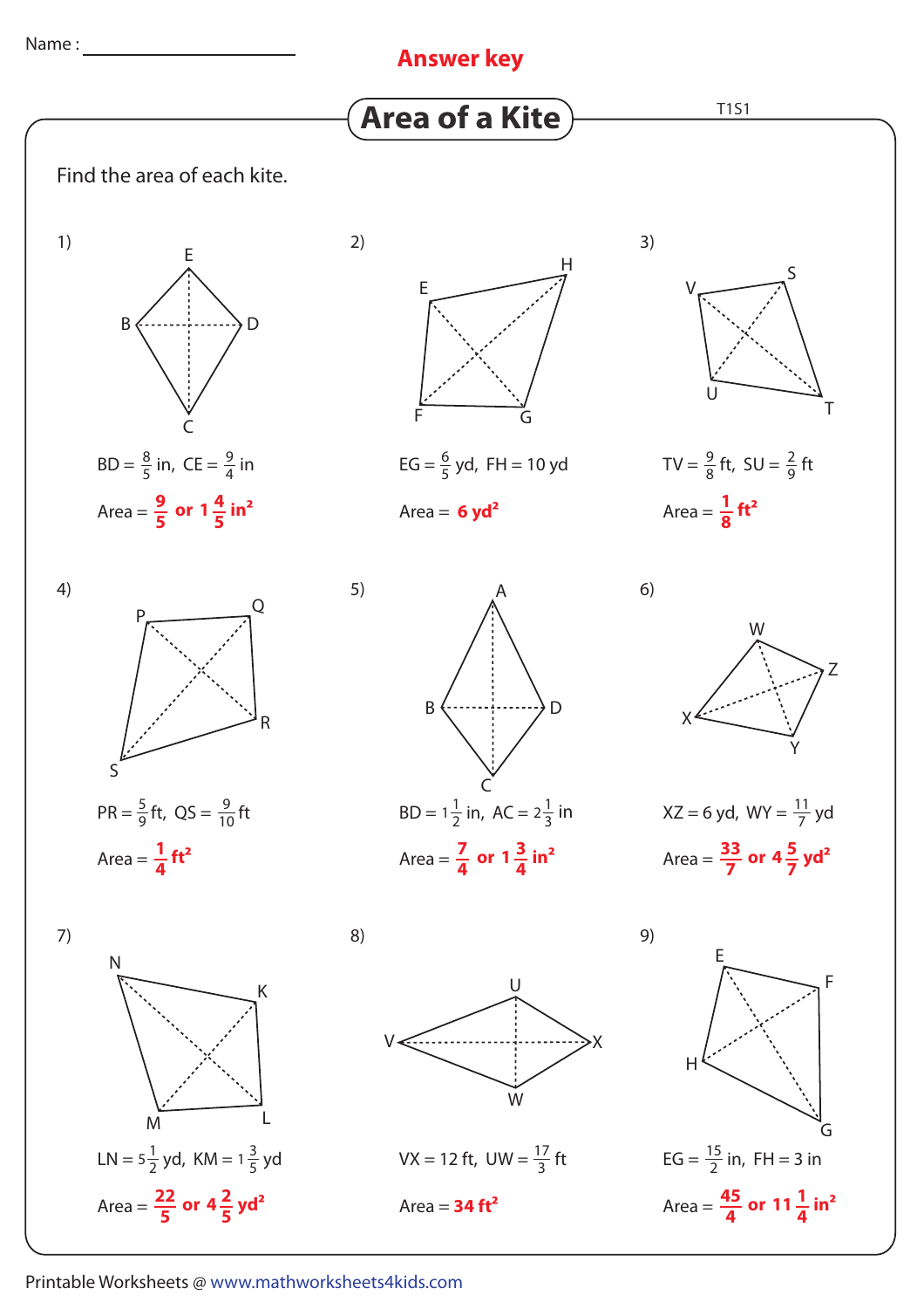Name : ___________________

**Answer key**

# Area of a Kite

T1S1

Find the area of each kite.

1) E, B, D, C

BD = $\frac{8}{5}$ in, CE = $\frac{9}{4}$ in

Area = **$\frac{9}{5}$ or $1\frac{4}{5}$ in²**

2) E, H, F, G

EG = $\frac{6}{5}$ yd, FH = 10 yd

Area = **6 yd²**

3) V, S, U, T

TV = $\frac{9}{8}$ ft, SU = $\frac{2}{9}$ ft

Area = **$\frac{1}{8}$ ft²**

4) P, Q, R, S

PR = $\frac{5}{9}$ ft, QS = $\frac{9}{10}$ ft

Area = **$\frac{1}{4}$ ft²**

5) A, B, D, C

BD = $1\frac{1}{2}$ in, AC = $2\frac{1}{3}$ in

Area = **$\frac{7}{4}$ or $1\frac{3}{4}$ in²**

6) W, Z, X, Y

XZ = 6 yd, WY = $\frac{11}{7}$ yd

Area = **$\frac{33}{7}$ or $4\frac{5}{7}$ yd²**

7) N, K, M, L

LN = $5\frac{1}{2}$ yd, KM = $1\frac{3}{5}$ yd

Area = **$\frac{22}{5}$ or $4\frac{2}{5}$ yd²**

8) U, V, X, W

VX = 12 ft, UW = $\frac{17}{3}$ ft

Area = **34 ft²**

9) E, F, H, G

EG = $\frac{15}{2}$ in, FH = 3 in

Area = **$\frac{45}{4}$ or $11\frac{1}{4}$ in²**

Printable Worksheets @ www.mathworksheets4kids.com